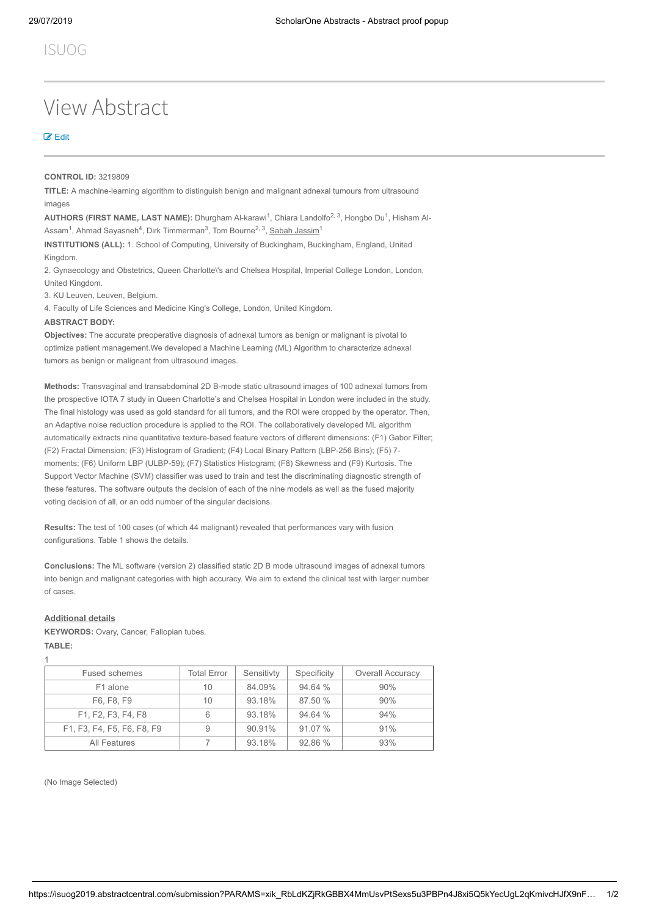ISUOG

# View Abstract

Edit

**CONTROL ID:** 3219809

**TITLE:** A machine-learning algorithm to distinguish benign and malignant adnexal tumours from ultrasound images

**AUTHORS (FIRST NAME, LAST NAME):** Dhurgham Al-karawi[1], Chiara Landolfo[2, 3], Hongbo Du[1], Hisham Al-Assam[1], Ahmad Sayasneh[4], Dirk Timmerman[3], Tom Bourne[2, 3], Sabah Jassim[1]

**INSTITUTIONS (ALL):** 1. School of Computing, University of Buckingham, Buckingham, England, United Kingdom.

2. Gynaecology and Obstetrics, Queen Charlotte\'s and Chelsea Hospital, Imperial College London, London, United Kingdom.

3. KU Leuven, Leuven, Belgium.

4. Faculty of Life Sciences and Medicine King's College, London, United Kingdom.

**ABSTRACT BODY:**

**Objectives:** The accurate preoperative diagnosis of adnexal tumors as benign or malignant is pivotal to optimize patient management.We developed a Machine Learning (ML) Algorithm to characterize adnexal tumors as benign or malignant from ultrasound images.

**Methods:** Transvaginal and transabdominal 2D B-mode static ultrasound images of 100 adnexal tumors from the prospective IOTA 7 study in Queen Charlotte's and Chelsea Hospital in London were included in the study. The final histology was used as gold standard for all tumors, and the ROI were cropped by the operator. Then, an Adaptive noise reduction procedure is applied to the ROI. The collaboratively developed ML algorithm automatically extracts nine quantitative texture-based feature vectors of different dimensions: (F1) Gabor Filter; (F2) Fractal Dimension; (F3) Histogram of Gradient; (F4) Local Binary Pattern (LBP-256 Bins); (F5) 7-moments; (F6) Uniform LBP (ULBP-59); (F7) Statistics Histogram; (F8) Skewness and (F9) Kurtosis. The Support Vector Machine (SVM) classifier was used to train and test the discriminating diagnostic strength of these features. The software outputs the decision of each of the nine models as well as the fused majority voting decision of all, or an odd number of the singular decisions.

**Results:** The test of 100 cases (of which 44 malignant) revealed that performances vary with fusion configurations. Table 1 shows the details.

**Conclusions:** The ML software (version 2) classified static 2D B mode ultrasound images of adnexal tumors into benign and malignant categories with high accuracy. We aim to extend the clinical test with larger number of cases.

**Additional details**

**KEYWORDS:** Ovary, Cancer, Fallopian tubes.

**TABLE:**

1

| Fused schemes | Total Error | Sensitivty | Specificity | Overall Accuracy |
|---|---|---|---|---|
| F1 alone | 10 | 84.09% | 94.64 % | 90% |
| F6, F8, F9 | 10 | 93.18% | 87.50 % | 90% |
| F1, F2, F3, F4, F8 | 6 | 93.18% | 94.64 % | 94% |
| F1, F3, F4, F5, F6, F8, F9 | 9 | 90.91% | 91.07 % | 91% |
| All Features | 7 | 93.18% | 92.86 % | 93% |

(No Image Selected)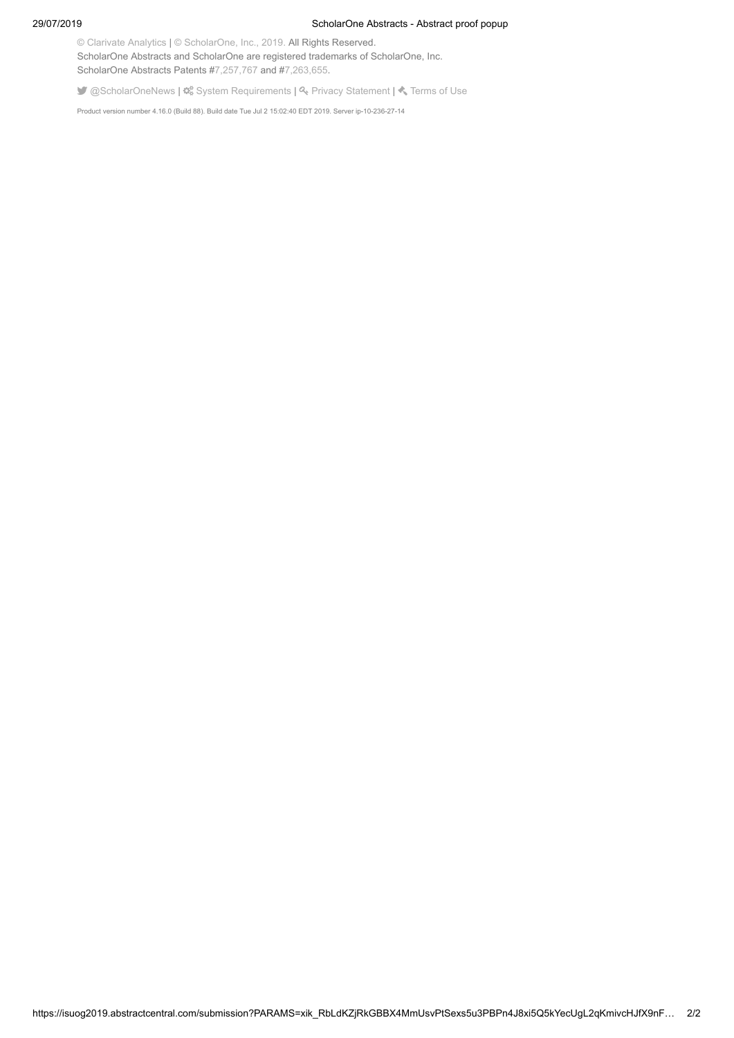© Clarivate Analytics | © ScholarOne, Inc., 2019. All Rights Reserved.
ScholarOne Abstracts and ScholarOne are registered trademarks of ScholarOne, Inc.
ScholarOne Abstracts Patents #7,257,767 and #7,263,655.

@ScholarOneNews | System Requirements | Privacy Statement | Terms of Use

Product version number 4.16.0 (Build 88). Build date Tue Jul 2 15:02:40 EDT 2019. Server ip-10-236-27-14